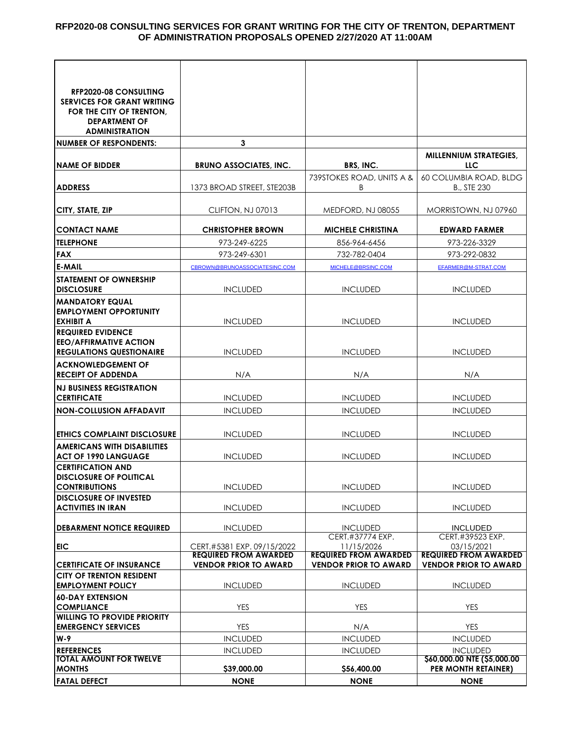# RFP2020-08 CONSULTING SERVICES FOR GRANT WRITING FOR THE CITY OF TRENTON, DEPARTMENT OF ADMINISTRATION PROPOSALS OPENED 2/27/2020 AT 11:00AM

| RFP2020-08 CONSULTING SERVICES FOR GRANT WRITING FOR THE CITY OF TRENTON, DEPARTMENT OF ADMINISTRATION | | | |
|---|---|---|---|
| **NUMBER OF RESPONDENTS:** | **3** | | |
| **NAME OF BIDDER** | **BRUNO ASSOCIATES, INC.** | **BRS, INC.** | **MILLENNIUM STRATEGIES, LLC** |
| **ADDRESS** | 1373 BROAD STREET, STE203B | 739STOKES ROAD, UNITS A & B | 60 COLUMBIA ROAD, BLDG B., STE 230 |
| **CITY, STATE, ZIP** | CLIFTON, NJ 07013 | MEDFORD, NJ 08055 | MORRISTOWN, NJ 07960 |
| **CONTACT NAME** | **CHRISTOPHER BROWN** | **MICHELE CHRISTINA** | **EDWARD FARMER** |
| **TELEPHONE** | 973-249-6225 | 856-964-6456 | 973-226-3329 |
| **FAX** | 973-249-6301 | 732-782-0404 | 973-292-0832 |
| **E-MAIL** | CBROWN@BRUNOASSOCIATESINC.COM | MICHELE@BRSINC.COM | EFARMER@M-STRAT.COM |
| **STATEMENT OF OWNERSHIP DISCLOSURE** | INCLUDED | INCLUDED | INCLUDED |
| **MANDATORY EQUAL EMPLOYMENT OPPORTUNITY EXHIBIT A** | INCLUDED | INCLUDED | INCLUDED |
| **REQUIRED EVIDENCE EEO/AFFIRMATIVE ACTION REGULATIONS QUESTIONAIRE** | INCLUDED | INCLUDED | INCLUDED |
| **ACKNOWLEDGEMENT OF RECEIPT OF ADDENDA** | N/A | N/A | N/A |
| **NJ BUSINESS REGISTRATION CERTIFICATE** | INCLUDED | INCLUDED | INCLUDED |
| **NON-COLLUSION AFFADAVIT** | INCLUDED | INCLUDED | INCLUDED |
| **ETHICS COMPLAINT DISCLOSURE** | INCLUDED | INCLUDED | INCLUDED |
| **AMERICANS WITH DISABILITIES ACT OF 1990 LANGUAGE** | INCLUDED | INCLUDED | INCLUDED |
| **CERTIFICATION AND DISCLOSURE OF POLITICAL CONTRIBUTIONS** | INCLUDED | INCLUDED | INCLUDED |
| **DISCLOSURE OF INVESTED ACTIVITIES IN IRAN** | INCLUDED | INCLUDED | INCLUDED |
| **DEBARMENT NOTICE REQUIRED** | INCLUDED | INCLUDED | INCLUDED |
| **EIC** | CERT.#5381 EXP. 09/15/2022 | CERT.#37774 EXP. 11/15/2026 | CERT.#39523 EXP. 03/15/2021 |
| **CERTIFICATE OF INSURANCE** | **REQUIRED FROM AWARDED VENDOR PRIOR TO AWARD** | **REQUIRED FROM AWARDED VENDOR PRIOR TO AWARD** | **REQUIRED FROM AWARDED VENDOR PRIOR TO AWARD** |
| **CITY OF TRENTON RESIDENT EMPLOYMENT POLICY** | INCLUDED | INCLUDED | INCLUDED |
| **60-DAY EXTENSION COMPLIANCE** | YES | YES | YES |
| **WILLING TO PROVIDE PRIORITY EMERGENCY SERVICES** | YES | N/A | YES |
| **W-9** | INCLUDED | INCLUDED | INCLUDED |
| **REFERENCES** | INCLUDED | INCLUDED | INCLUDED |
| **TOTAL AMOUNT FOR TWELVE MONTHS** | **$39,000.00** | **$56,400.00** | **$60,000.00 NTE ($5,000.00 PER MONTH RETAINER)** |
| **FATAL DEFECT** | **NONE** | **NONE** | **NONE** |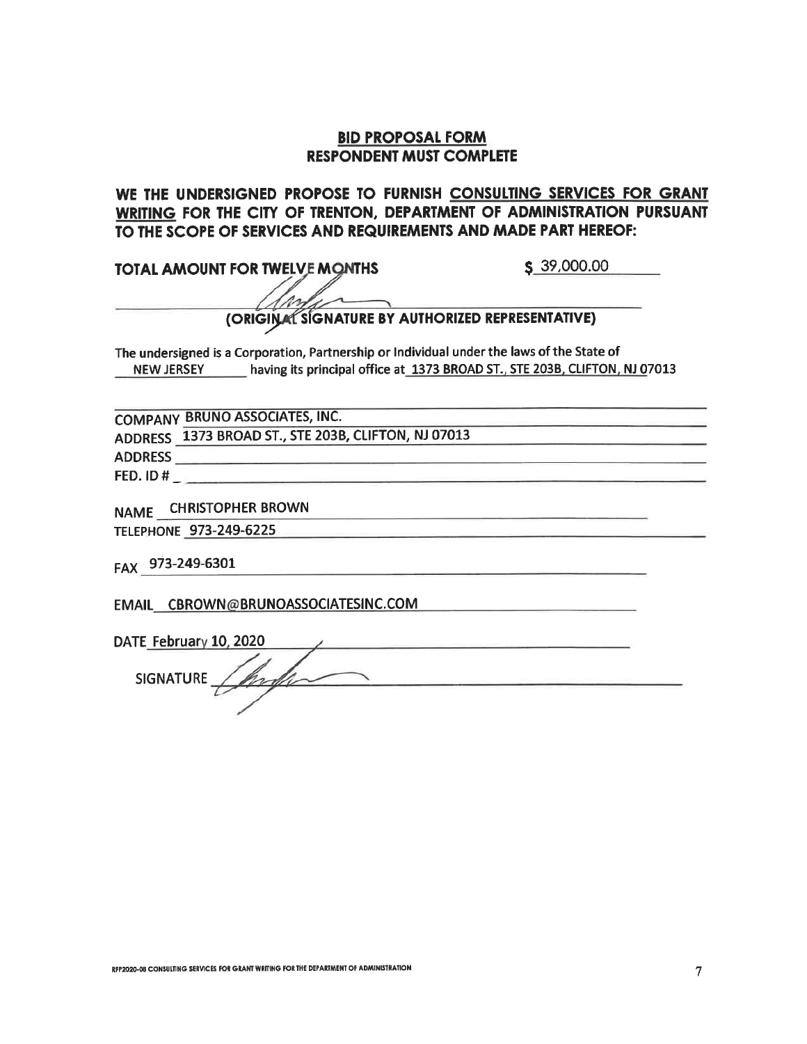## BID PROPOSAL FORM
## RESPONDENT MUST COMPLETE

**WE THE UNDERSIGNED PROPOSE TO FURNISH CONSULTING SERVICES FOR GRANT WRITING FOR THE CITY OF TRENTON, DEPARTMENT OF ADMINISTRATION PURSUANT TO THE SCOPE OF SERVICES AND REQUIREMENTS AND MADE PART HEREOF:**

**TOTAL AMOUNT FOR TWELVE MONTHS** $ 39,000.00

**(ORIGINAL SIGNATURE BY AUTHORIZED REPRESENTATIVE)**

The undersigned is a Corporation, Partnership or Individual under the laws of the State of NEW JERSEY having its principal office at 1373 BROAD ST., STE 203B, CLIFTON, NJ 07013

COMPANY BRUNO ASSOCIATES, INC.

ADDRESS 1373 BROAD ST., STE 203B, CLIFTON, NJ 07013

ADDRESS

FED. ID #

NAME CHRISTOPHER BROWN

TELEPHONE 973-249-6225

FAX 973-249-6301

EMAIL CBROWN@BRUNOASSOCIATESINC.COM

DATE February 10, 2020

SIGNATURE

RFP2020-08 CONSULTING SERVICES FOR GRANT WRITING FOR THE DEPARTMENT OF ADMINISTRATION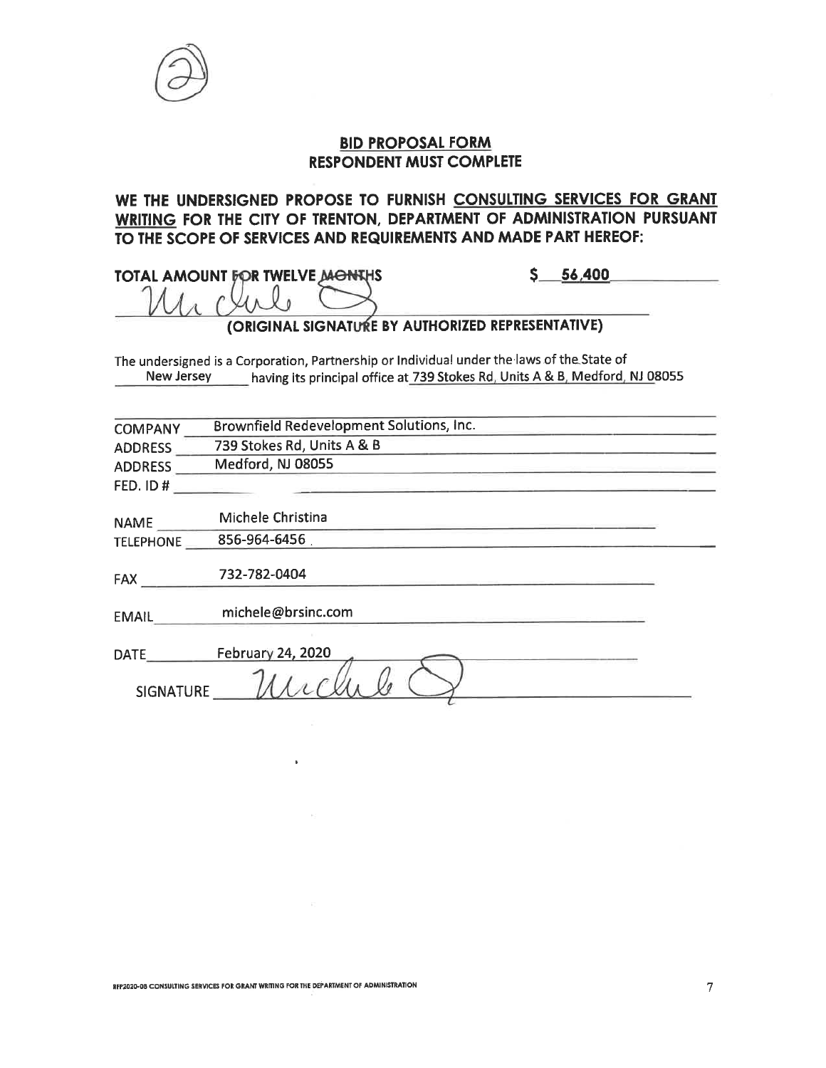(2)

## BID PROPOSAL FORM
## RESPONDENT MUST COMPLETE

**WE THE UNDERSIGNED PROPOSE TO FURNISH CONSULTING SERVICES FOR GRANT WRITING FOR THE CITY OF TRENTON, DEPARTMENT OF ADMINISTRATION PURSUANT TO THE SCOPE OF SERVICES AND REQUIREMENTS AND MADE PART HEREOF:**

**TOTAL AMOUNT FOR TWELVE MONTHS** $ 56,400

Michele C

**(ORIGINAL SIGNATURE BY AUTHORIZED REPRESENTATIVE)**

The undersigned is a Corporation, Partnership or Individual under the laws of the State of New Jersey having its principal office at 739 Stokes Rd, Units A & B, Medford, NJ 08055

COMPANY Brownfield Redevelopment Solutions, Inc.

ADDRESS 739 Stokes Rd, Units A & B

ADDRESS Medford, NJ 08055

FED. ID #

NAME Michele Christina

TELEPHONE 856-964-6456

FAX 732-782-0404

EMAIL michele@brsinc.com

DATE February 24, 2020

SIGNATURE Michele C

RFP2020-08 CONSULTING SERVICES FOR GRANT WRITING FOR THE DEPARTMENT OF ADMINISTRATION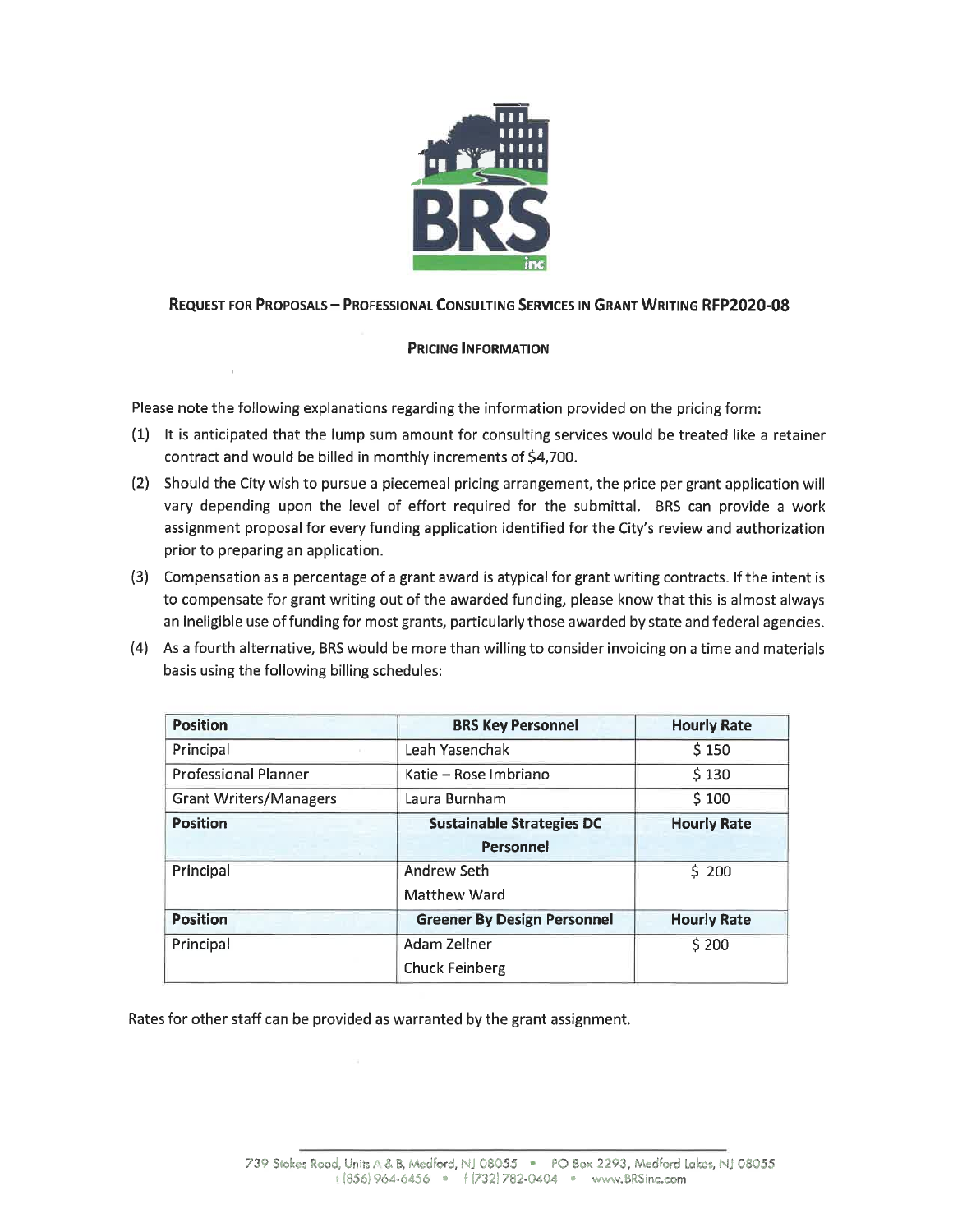## Request for Proposals – Professional Consulting Services in Grant Writing RFP2020-08

### Pricing Information

Please note the following explanations regarding the information provided on the pricing form:

(1) It is anticipated that the lump sum amount for consulting services would be treated like a retainer contract and would be billed in monthly increments of $4,700.

(2) Should the City wish to pursue a piecemeal pricing arrangement, the price per grant application will vary depending upon the level of effort required for the submittal. BRS can provide a work assignment proposal for every funding application identified for the City's review and authorization prior to preparing an application.

(3) Compensation as a percentage of a grant award is atypical for grant writing contracts. If the intent is to compensate for grant writing out of the awarded funding, please know that this is almost always an ineligible use of funding for most grants, particularly those awarded by state and federal agencies.

(4) As a fourth alternative, BRS would be more than willing to consider invoicing on a time and materials basis using the following billing schedules:

| Position | BRS Key Personnel | Hourly Rate |
|---|---|---|
| Principal | Leah Yasenchak | $ 150 |
| Professional Planner | Katie – Rose Imbriano | $ 130 |
| Grant Writers/Managers | Laura Burnham | $ 100 |
| **Position** | **Sustainable Strategies DC Personnel** | **Hourly Rate** |
| Principal | Andrew Seth<br>Matthew Ward | $ 200 |
| **Position** | **Greener By Design Personnel** | **Hourly Rate** |
| Principal | Adam Zellner<br>Chuck Feinberg | $ 200 |

Rates for other staff can be provided as warranted by the grant assignment.

739 Stokes Road, Units A & B, Medford, NJ 08055 • PO Box 2293, Medford Lakes, NJ 08055
t (856) 964-6456 • f (732) 782-0404 • www.BRSinc.com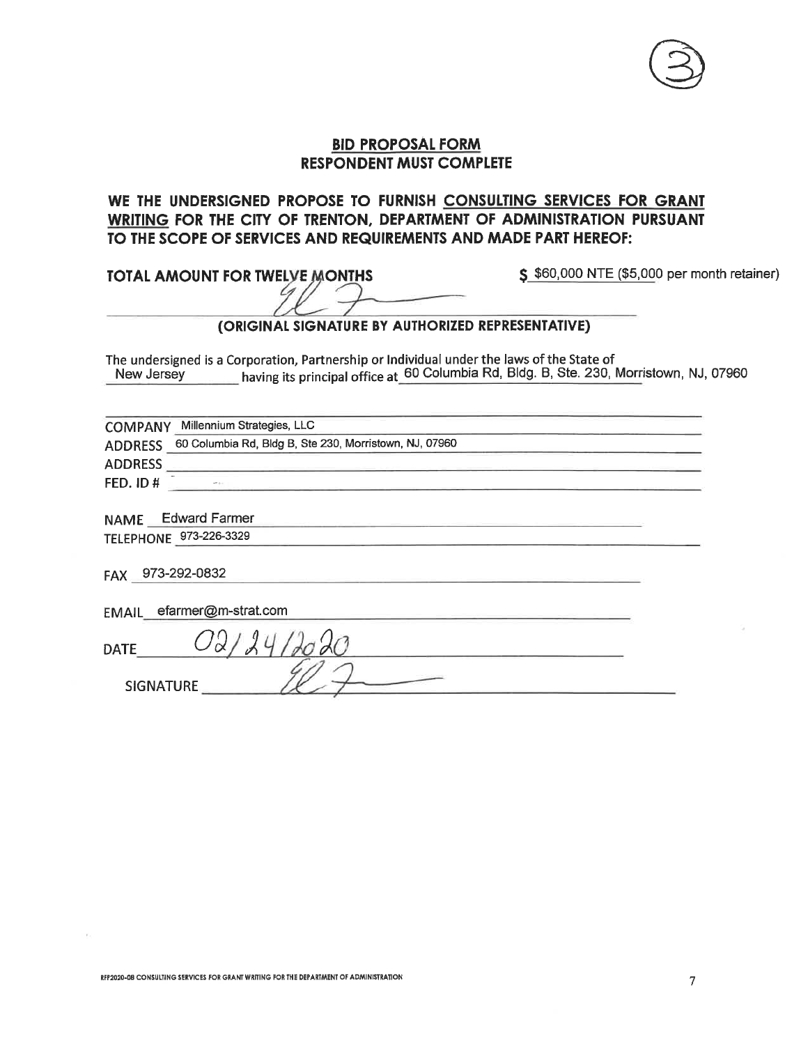(3)

## BID PROPOSAL FORM
## RESPONDENT MUST COMPLETE

**WE THE UNDERSIGNED PROPOSE TO FURNISH CONSULTING SERVICES FOR GRANT WRITING FOR THE CITY OF TRENTON, DEPARTMENT OF ADMINISTRATION PURSUANT TO THE SCOPE OF SERVICES AND REQUIREMENTS AND MADE PART HEREOF:**

**TOTAL AMOUNT FOR TWELVE MONTHS** $ $60,000 NTE ($5,000 per month retainer)

**(ORIGINAL SIGNATURE BY AUTHORIZED REPRESENTATIVE)**

The undersigned is a Corporation, Partnership or Individual under the laws of the State of New Jersey having its principal office at 60 Columbia Rd, Bldg. B, Ste. 230, Morristown, NJ, 07960

COMPANY Millennium Strategies, LLC

ADDRESS 60 Columbia Rd, Bldg B, Ste 230, Morristown, NJ, 07960

ADDRESS

FED. ID #

NAME Edward Farmer

TELEPHONE 973-226-3329

FAX 973-292-0832

EMAIL efarmer@m-strat.com

DATE 02/24/2020

SIGNATURE